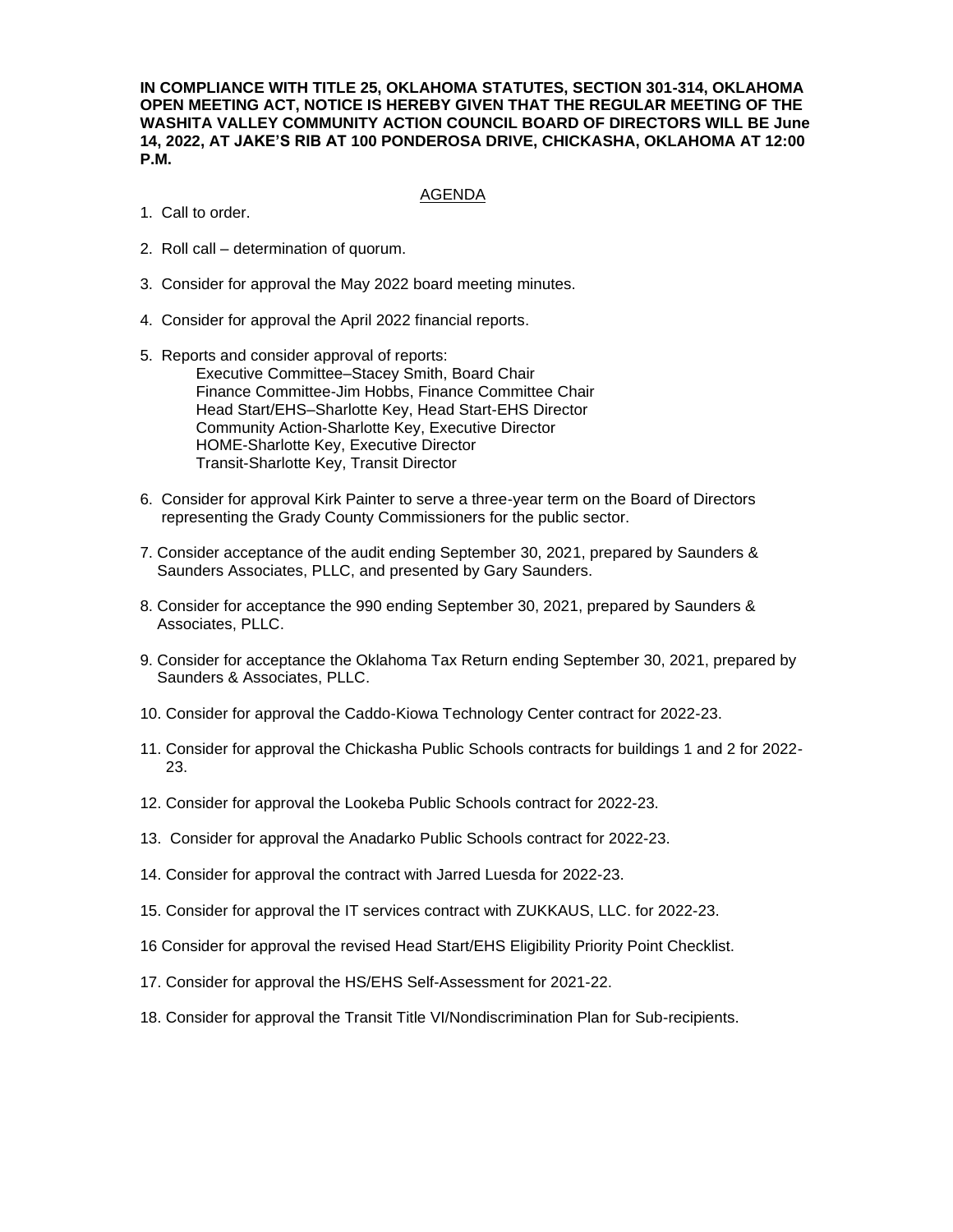**IN COMPLIANCE WITH TITLE 25, OKLAHOMA STATUTES, SECTION 301-314, OKLAHOMA OPEN MEETING ACT, NOTICE IS HEREBY GIVEN THAT THE REGULAR MEETING OF THE WASHITA VALLEY COMMUNITY ACTION COUNCIL BOARD OF DIRECTORS WILL BE June 14, 2022, AT JAKE'S RIB AT 100 PONDEROSA DRIVE, CHICKASHA, OKLAHOMA AT 12:00 P.M.**

## AGENDA

1. Call to order.

2. Roll call – determination of quorum.

3. Consider for approval the May 2022 board meeting minutes.

4. Consider for approval the April 2022 financial reports.

5. Reports and consider approval of reports:
   - Executive Committee–Stacey Smith, Board Chair
   - Finance Committee-Jim Hobbs, Finance Committee Chair
   - Head Start/EHS–Sharlotte Key, Head Start-EHS Director
   - Community Action-Sharlotte Key, Executive Director
   - HOME-Sharlotte Key, Executive Director
   - Transit-Sharlotte Key, Transit Director

6. Consider for approval Kirk Painter to serve a three-year term on the Board of Directors representing the Grady County Commissioners for the public sector.

7. Consider acceptance of the audit ending September 30, 2021, prepared by Saunders & Saunders Associates, PLLC, and presented by Gary Saunders.

8. Consider for acceptance the 990 ending September 30, 2021, prepared by Saunders & Associates, PLLC.

9. Consider for acceptance the Oklahoma Tax Return ending September 30, 2021, prepared by Saunders & Associates, PLLC.

10. Consider for approval the Caddo-Kiowa Technology Center contract for 2022-23.

11. Consider for approval the Chickasha Public Schools contracts for buildings 1 and 2 for 2022-23.

12. Consider for approval the Lookeba Public Schools contract for 2022-23.

13. Consider for approval the Anadarko Public Schools contract for 2022-23.

14. Consider for approval the contract with Jarred Luesda for 2022-23.

15. Consider for approval the IT services contract with ZUKKAUS, LLC. for 2022-23.

16 Consider for approval the revised Head Start/EHS Eligibility Priority Point Checklist.

17. Consider for approval the HS/EHS Self-Assessment for 2021-22.

18. Consider for approval the Transit Title VI/Nondiscrimination Plan for Sub-recipients.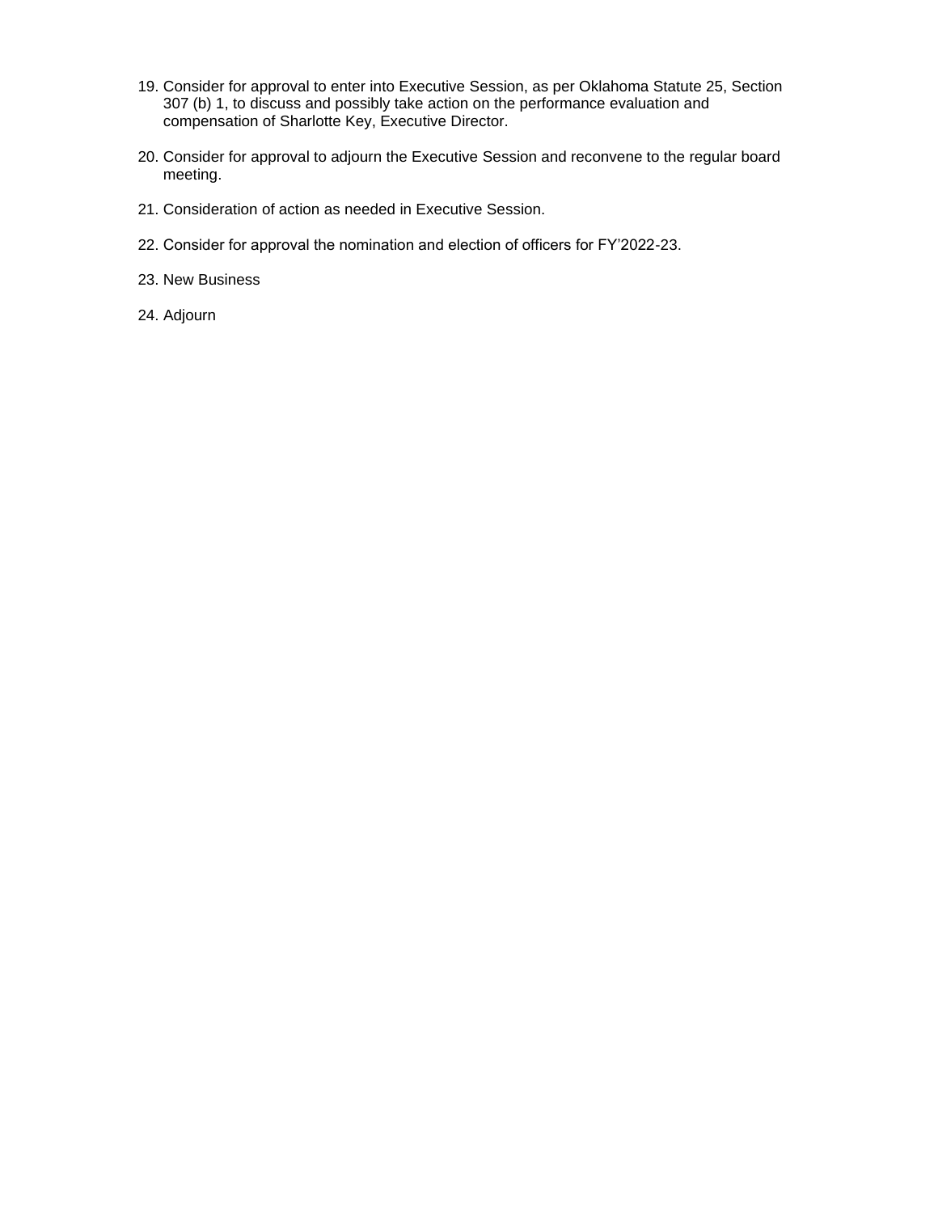19. Consider for approval to enter into Executive Session, as per Oklahoma Statute 25, Section 307 (b) 1, to discuss and possibly take action on the performance evaluation and compensation of Sharlotte Key, Executive Director.

20. Consider for approval to adjourn the Executive Session and reconvene to the regular board meeting.

21. Consideration of action as needed in Executive Session.

22. Consider for approval the nomination and election of officers for FY'2022-23.

23. New Business

24. Adjourn